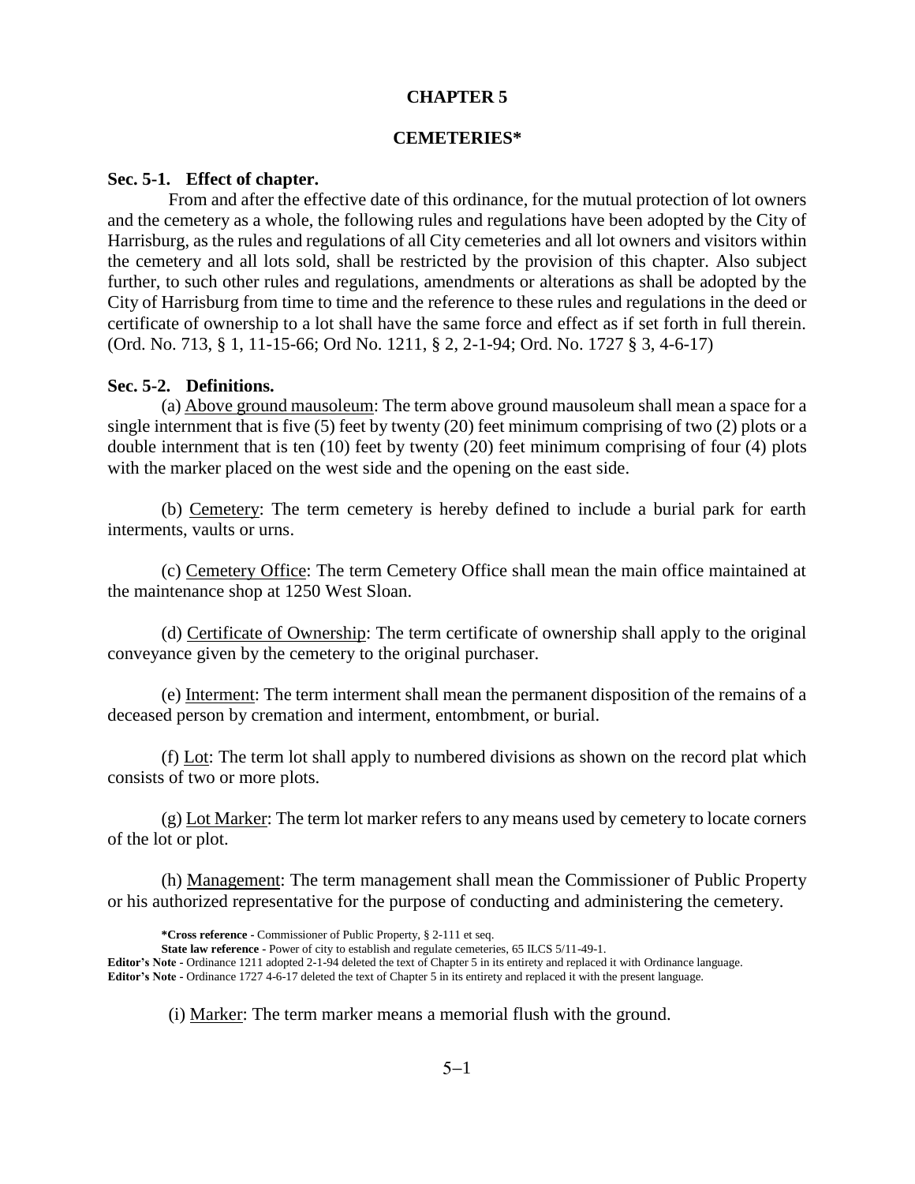# CHAPTER 5

## CEMETERIES*

**Sec. 5-1. Effect of chapter.**

From and after the effective date of this ordinance, for the mutual protection of lot owners and the cemetery as a whole, the following rules and regulations have been adopted by the City of Harrisburg, as the rules and regulations of all City cemeteries and all lot owners and visitors within the cemetery and all lots sold, shall be restricted by the provision of this chapter. Also subject further, to such other rules and regulations, amendments or alterations as shall be adopted by the City of Harrisburg from time to time and the reference to these rules and regulations in the deed or certificate of ownership to a lot shall have the same force and effect as if set forth in full therein. (Ord. No. 713, § 1, 11-15-66; Ord No. 1211, § 2, 2-1-94; Ord. No. 1727 § 3, 4-6-17)

**Sec. 5-2. Definitions.**

(a) Above ground mausoleum: The term above ground mausoleum shall mean a space for a single internment that is five (5) feet by twenty (20) feet minimum comprising of two (2) plots or a double internment that is ten (10) feet by twenty (20) feet minimum comprising of four (4) plots with the marker placed on the west side and the opening on the east side.

(b) Cemetery: The term cemetery is hereby defined to include a burial park for earth interments, vaults or urns.

(c) Cemetery Office: The term Cemetery Office shall mean the main office maintained at the maintenance shop at 1250 West Sloan.

(d) Certificate of Ownership: The term certificate of ownership shall apply to the original conveyance given by the cemetery to the original purchaser.

(e) Interment: The term interment shall mean the permanent disposition of the remains of a deceased person by cremation and interment, entombment, or burial.

(f) Lot: The term lot shall apply to numbered divisions as shown on the record plat which consists of two or more plots.

(g) Lot Marker: The term lot marker refers to any means used by cemetery to locate corners of the lot or plot.

(h) Management: The term management shall mean the Commissioner of Public Property or his authorized representative for the purpose of conducting and administering the cemetery.

**\*Cross reference -** Commissioner of Public Property, § 2-111 et seq.
**State law reference -** Power of city to establish and regulate cemeteries, 65 ILCS 5/11-49-1.
**Editor's Note -** Ordinance 1211 adopted 2-1-94 deleted the text of Chapter 5 in its entirety and replaced it with Ordinance language.
**Editor's Note -** Ordinance 1727 4-6-17 deleted the text of Chapter 5 in its entirety and replaced it with the present language.

(i) Marker: The term marker means a memorial flush with the ground.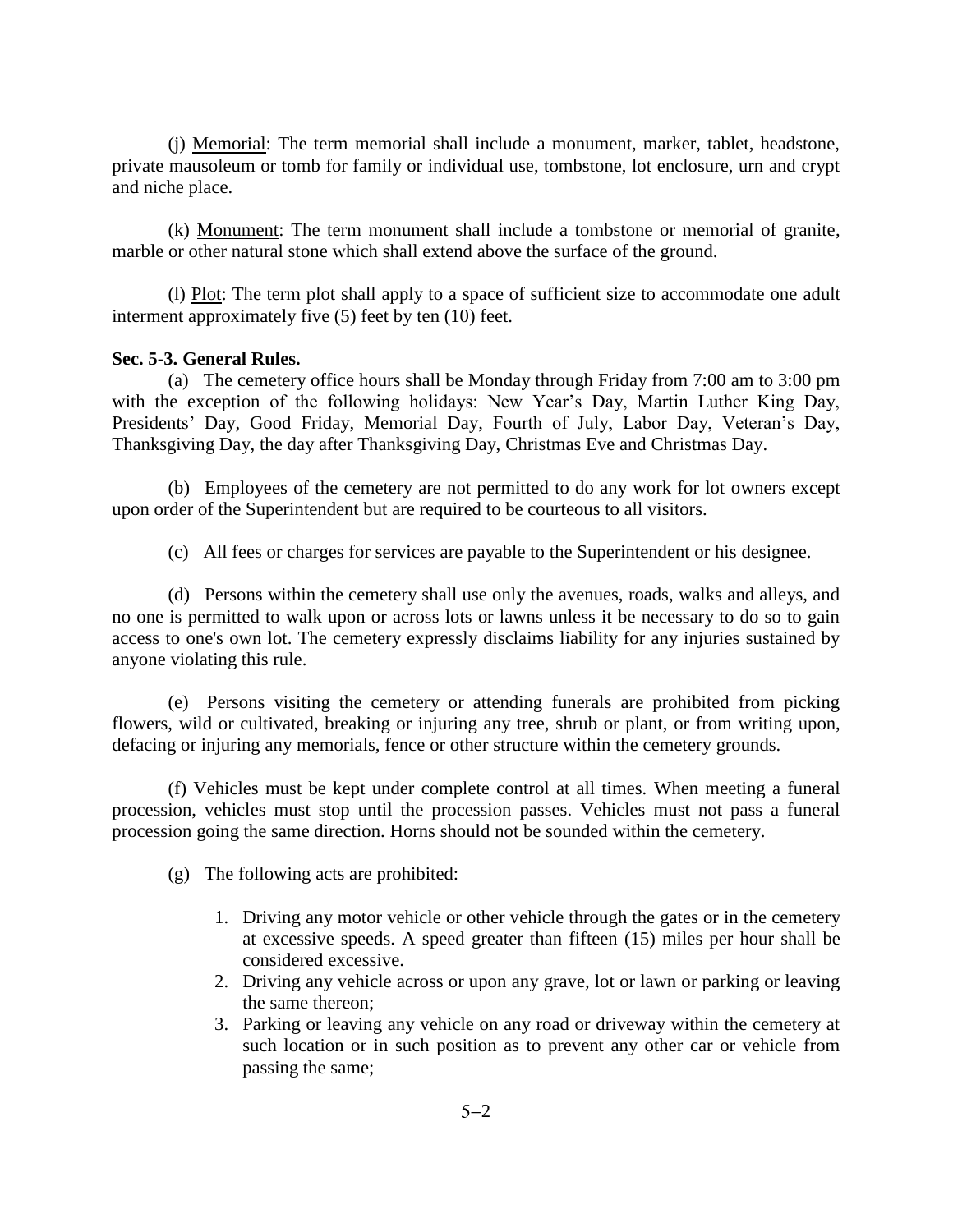(j) <u>Memorial</u>: The term memorial shall include a monument, marker, tablet, headstone, private mausoleum or tomb for family or individual use, tombstone, lot enclosure, urn and crypt and niche place.

(k) <u>Monument</u>: The term monument shall include a tombstone or memorial of granite, marble or other natural stone which shall extend above the surface of the ground.

(l) <u>Plot</u>: The term plot shall apply to a space of sufficient size to accommodate one adult interment approximately five (5) feet by ten (10) feet.

**Sec. 5-3. General Rules.**

(a) The cemetery office hours shall be Monday through Friday from 7:00 am to 3:00 pm with the exception of the following holidays: New Year's Day, Martin Luther King Day, Presidents' Day, Good Friday, Memorial Day, Fourth of July, Labor Day, Veteran's Day, Thanksgiving Day, the day after Thanksgiving Day, Christmas Eve and Christmas Day.

(b) Employees of the cemetery are not permitted to do any work for lot owners except upon order of the Superintendent but are required to be courteous to all visitors.

(c) All fees or charges for services are payable to the Superintendent or his designee.

(d) Persons within the cemetery shall use only the avenues, roads, walks and alleys, and no one is permitted to walk upon or across lots or lawns unless it be necessary to do so to gain access to one's own lot. The cemetery expressly disclaims liability for any injuries sustained by anyone violating this rule.

(e) Persons visiting the cemetery or attending funerals are prohibited from picking flowers, wild or cultivated, breaking or injuring any tree, shrub or plant, or from writing upon, defacing or injuring any memorials, fence or other structure within the cemetery grounds.

(f) Vehicles must be kept under complete control at all times. When meeting a funeral procession, vehicles must stop until the procession passes. Vehicles must not pass a funeral procession going the same direction. Horns should not be sounded within the cemetery.

(g) The following acts are prohibited:

1. Driving any motor vehicle or other vehicle through the gates or in the cemetery at excessive speeds. A speed greater than fifteen (15) miles per hour shall be considered excessive.
2. Driving any vehicle across or upon any grave, lot or lawn or parking or leaving the same thereon;
3. Parking or leaving any vehicle on any road or driveway within the cemetery at such location or in such position as to prevent any other car or vehicle from passing the same;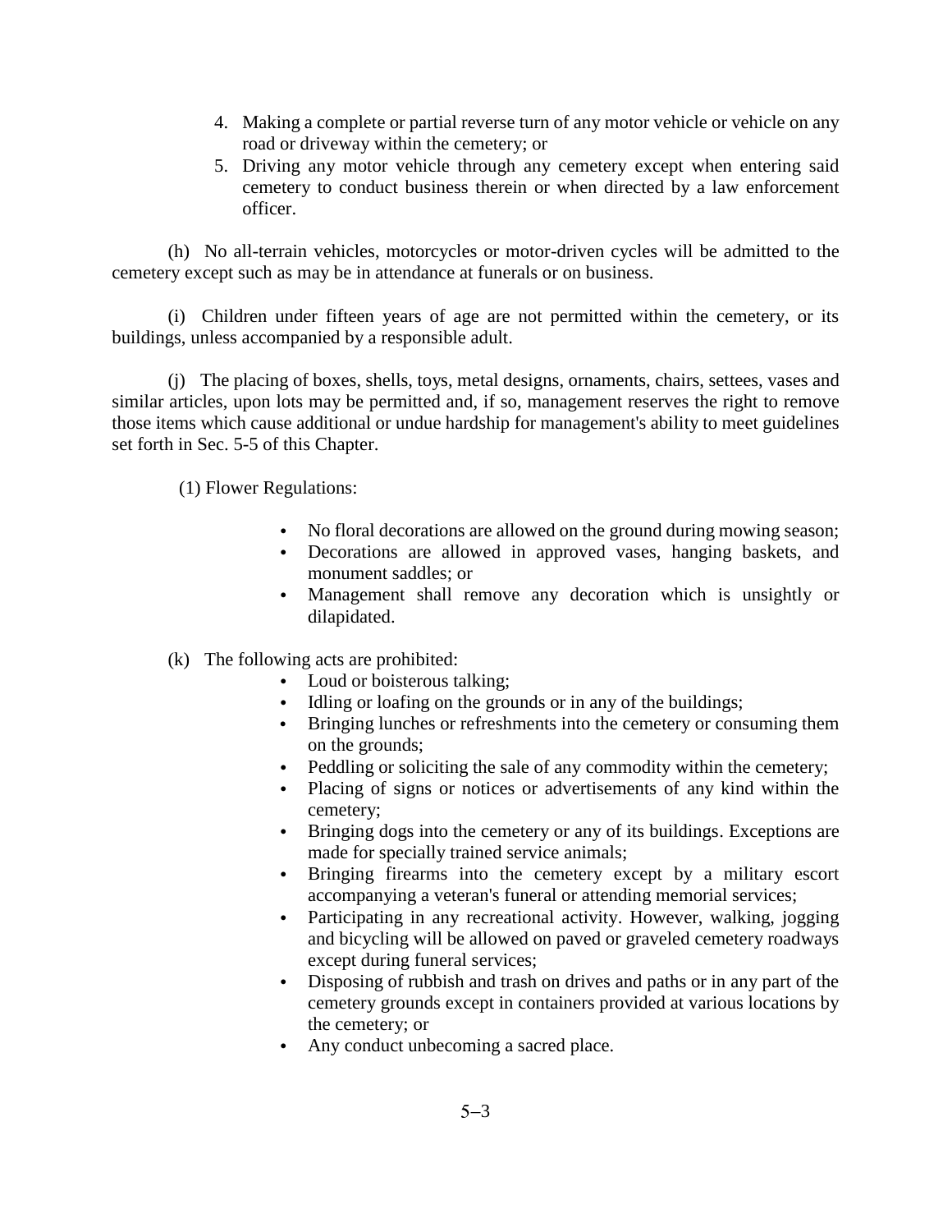4. Making a complete or partial reverse turn of any motor vehicle or vehicle on any road or driveway within the cemetery; or
5. Driving any motor vehicle through any cemetery except when entering said cemetery to conduct business therein or when directed by a law enforcement officer.

(h) No all-terrain vehicles, motorcycles or motor-driven cycles will be admitted to the cemetery except such as may be in attendance at funerals or on business.

(i) Children under fifteen years of age are not permitted within the cemetery, or its buildings, unless accompanied by a responsible adult.

(j) The placing of boxes, shells, toys, metal designs, ornaments, chairs, settees, vases and similar articles, upon lots may be permitted and, if so, management reserves the right to remove those items which cause additional or undue hardship for management's ability to meet guidelines set forth in Sec. 5-5 of this Chapter.

(1) Flower Regulations:

- No floral decorations are allowed on the ground during mowing season;
- Decorations are allowed in approved vases, hanging baskets, and monument saddles; or
- Management shall remove any decoration which is unsightly or dilapidated.

(k) The following acts are prohibited:

- Loud or boisterous talking;
- Idling or loafing on the grounds or in any of the buildings;
- Bringing lunches or refreshments into the cemetery or consuming them on the grounds;
- Peddling or soliciting the sale of any commodity within the cemetery;
- Placing of signs or notices or advertisements of any kind within the cemetery;
- Bringing dogs into the cemetery or any of its buildings. Exceptions are made for specially trained service animals;
- Bringing firearms into the cemetery except by a military escort accompanying a veteran's funeral or attending memorial services;
- Participating in any recreational activity. However, walking, jogging and bicycling will be allowed on paved or graveled cemetery roadways except during funeral services;
- Disposing of rubbish and trash on drives and paths or in any part of the cemetery grounds except in containers provided at various locations by the cemetery; or
- Any conduct unbecoming a sacred place.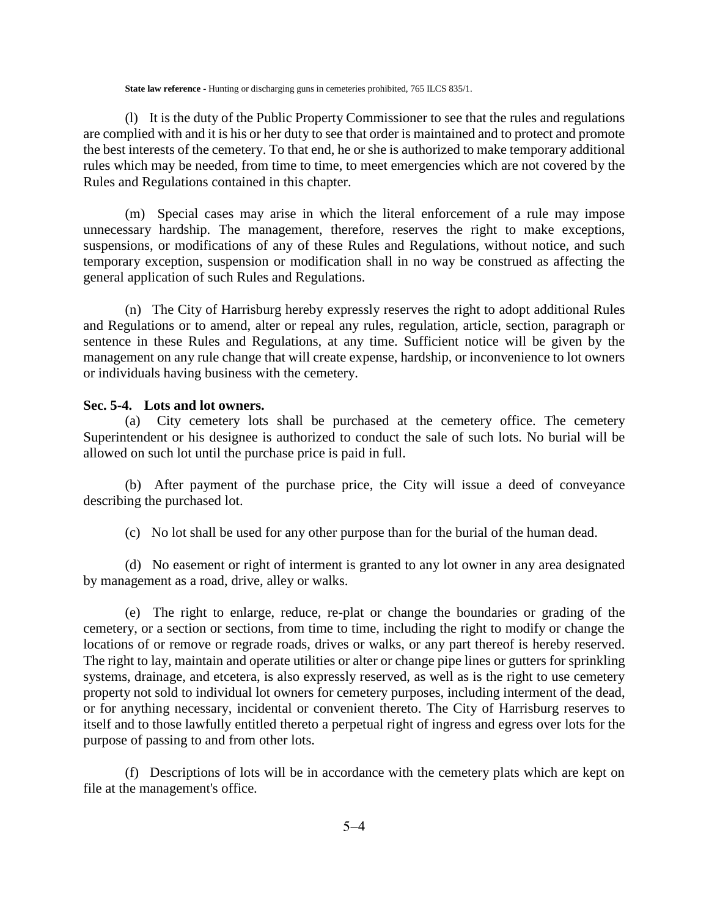**State law reference** - Hunting or discharging guns in cemeteries prohibited, 765 ILCS 835/1.

(l) It is the duty of the Public Property Commissioner to see that the rules and regulations are complied with and it is his or her duty to see that order is maintained and to protect and promote the best interests of the cemetery. To that end, he or she is authorized to make temporary additional rules which may be needed, from time to time, to meet emergencies which are not covered by the Rules and Regulations contained in this chapter.

(m) Special cases may arise in which the literal enforcement of a rule may impose unnecessary hardship. The management, therefore, reserves the right to make exceptions, suspensions, or modifications of any of these Rules and Regulations, without notice, and such temporary exception, suspension or modification shall in no way be construed as affecting the general application of such Rules and Regulations.

(n) The City of Harrisburg hereby expressly reserves the right to adopt additional Rules and Regulations or to amend, alter or repeal any rules, regulation, article, section, paragraph or sentence in these Rules and Regulations, at any time. Sufficient notice will be given by the management on any rule change that will create expense, hardship, or inconvenience to lot owners or individuals having business with the cemetery.

**Sec. 5-4. Lots and lot owners.**

(a) City cemetery lots shall be purchased at the cemetery office. The cemetery Superintendent or his designee is authorized to conduct the sale of such lots. No burial will be allowed on such lot until the purchase price is paid in full.

(b) After payment of the purchase price, the City will issue a deed of conveyance describing the purchased lot.

(c) No lot shall be used for any other purpose than for the burial of the human dead.

(d) No easement or right of interment is granted to any lot owner in any area designated by management as a road, drive, alley or walks.

(e) The right to enlarge, reduce, re-plat or change the boundaries or grading of the cemetery, or a section or sections, from time to time, including the right to modify or change the locations of or remove or regrade roads, drives or walks, or any part thereof is hereby reserved. The right to lay, maintain and operate utilities or alter or change pipe lines or gutters for sprinkling systems, drainage, and etcetera, is also expressly reserved, as well as is the right to use cemetery property not sold to individual lot owners for cemetery purposes, including interment of the dead, or for anything necessary, incidental or convenient thereto. The City of Harrisburg reserves to itself and to those lawfully entitled thereto a perpetual right of ingress and egress over lots for the purpose of passing to and from other lots.

(f) Descriptions of lots will be in accordance with the cemetery plats which are kept on file at the management's office.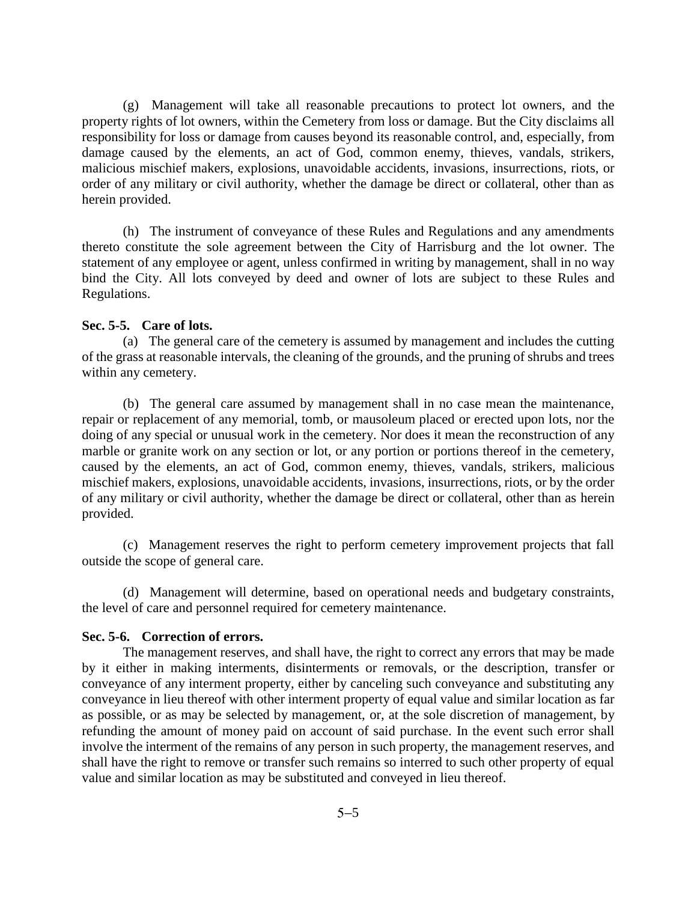(g) Management will take all reasonable precautions to protect lot owners, and the property rights of lot owners, within the Cemetery from loss or damage. But the City disclaims all responsibility for loss or damage from causes beyond its reasonable control, and, especially, from damage caused by the elements, an act of God, common enemy, thieves, vandals, strikers, malicious mischief makers, explosions, unavoidable accidents, invasions, insurrections, riots, or order of any military or civil authority, whether the damage be direct or collateral, other than as herein provided.

(h) The instrument of conveyance of these Rules and Regulations and any amendments thereto constitute the sole agreement between the City of Harrisburg and the lot owner. The statement of any employee or agent, unless confirmed in writing by management, shall in no way bind the City. All lots conveyed by deed and owner of lots are subject to these Rules and Regulations.

**Sec. 5-5. Care of lots.**

(a) The general care of the cemetery is assumed by management and includes the cutting of the grass at reasonable intervals, the cleaning of the grounds, and the pruning of shrubs and trees within any cemetery.

(b) The general care assumed by management shall in no case mean the maintenance, repair or replacement of any memorial, tomb, or mausoleum placed or erected upon lots, nor the doing of any special or unusual work in the cemetery. Nor does it mean the reconstruction of any marble or granite work on any section or lot, or any portion or portions thereof in the cemetery, caused by the elements, an act of God, common enemy, thieves, vandals, strikers, malicious mischief makers, explosions, unavoidable accidents, invasions, insurrections, riots, or by the order of any military or civil authority, whether the damage be direct or collateral, other than as herein provided.

(c) Management reserves the right to perform cemetery improvement projects that fall outside the scope of general care.

(d) Management will determine, based on operational needs and budgetary constraints, the level of care and personnel required for cemetery maintenance.

**Sec. 5-6. Correction of errors.**

The management reserves, and shall have, the right to correct any errors that may be made by it either in making interments, disinterments or removals, or the description, transfer or conveyance of any interment property, either by canceling such conveyance and substituting any conveyance in lieu thereof with other interment property of equal value and similar location as far as possible, or as may be selected by management, or, at the sole discretion of management, by refunding the amount of money paid on account of said purchase. In the event such error shall involve the interment of the remains of any person in such property, the management reserves, and shall have the right to remove or transfer such remains so interred to such other property of equal value and similar location as may be substituted and conveyed in lieu thereof.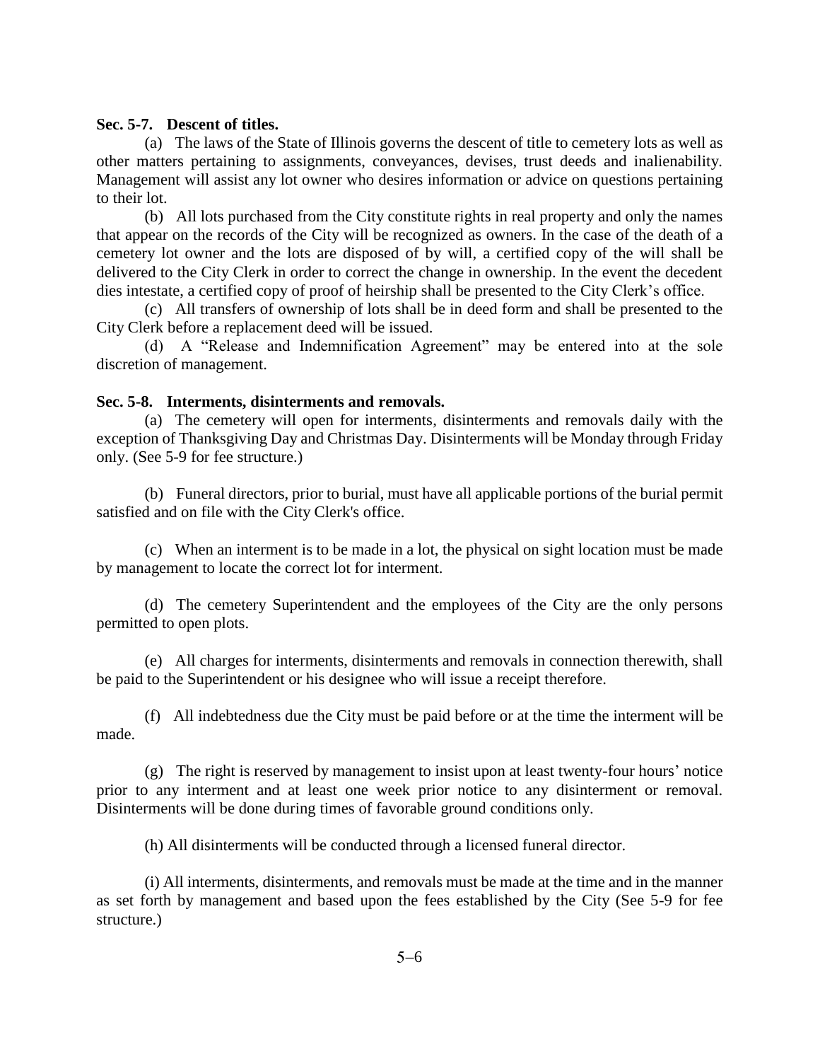**Sec. 5-7. Descent of titles.**

(a) The laws of the State of Illinois governs the descent of title to cemetery lots as well as other matters pertaining to assignments, conveyances, devises, trust deeds and inalienability. Management will assist any lot owner who desires information or advice on questions pertaining to their lot.

(b) All lots purchased from the City constitute rights in real property and only the names that appear on the records of the City will be recognized as owners. In the case of the death of a cemetery lot owner and the lots are disposed of by will, a certified copy of the will shall be delivered to the City Clerk in order to correct the change in ownership. In the event the decedent dies intestate, a certified copy of proof of heirship shall be presented to the City Clerk's office.

(c) All transfers of ownership of lots shall be in deed form and shall be presented to the City Clerk before a replacement deed will be issued.

(d) A "Release and Indemnification Agreement" may be entered into at the sole discretion of management.

**Sec. 5-8. Interments, disinterments and removals.**

(a) The cemetery will open for interments, disinterments and removals daily with the exception of Thanksgiving Day and Christmas Day. Disinterments will be Monday through Friday only. (See 5-9 for fee structure.)

(b) Funeral directors, prior to burial, must have all applicable portions of the burial permit satisfied and on file with the City Clerk's office.

(c) When an interment is to be made in a lot, the physical on sight location must be made by management to locate the correct lot for interment.

(d) The cemetery Superintendent and the employees of the City are the only persons permitted to open plots.

(e) All charges for interments, disinterments and removals in connection therewith, shall be paid to the Superintendent or his designee who will issue a receipt therefore.

(f) All indebtedness due the City must be paid before or at the time the interment will be made.

(g) The right is reserved by management to insist upon at least twenty-four hours' notice prior to any interment and at least one week prior notice to any disinterment or removal. Disinterments will be done during times of favorable ground conditions only.

(h) All disinterments will be conducted through a licensed funeral director.

(i) All interments, disinterments, and removals must be made at the time and in the manner as set forth by management and based upon the fees established by the City (See 5-9 for fee structure.)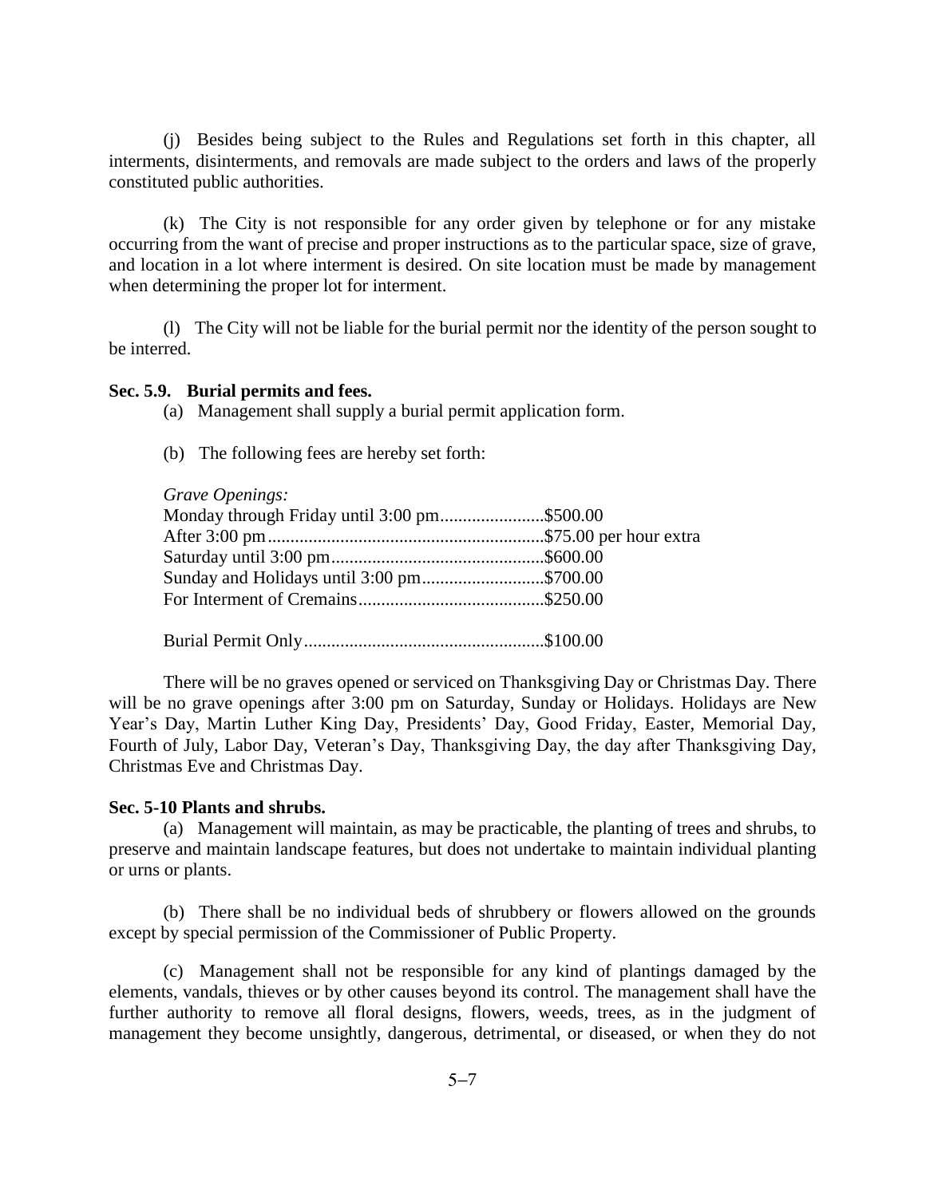(j) Besides being subject to the Rules and Regulations set forth in this chapter, all interments, disinterments, and removals are made subject to the orders and laws of the properly constituted public authorities.

(k) The City is not responsible for any order given by telephone or for any mistake occurring from the want of precise and proper instructions as to the particular space, size of grave, and location in a lot where interment is desired. On site location must be made by management when determining the proper lot for interment.

(l) The City will not be liable for the burial permit nor the identity of the person sought to be interred.

**Sec. 5.9. Burial permits and fees.**

(a) Management shall supply a burial permit application form.

(b) The following fees are hereby set forth:

*Grave Openings:*

Monday through Friday until 3:00 pm........................$500.00
After 3:00 pm..............................................................$75.00 per hour extra
Saturday until 3:00 pm...............................................$600.00
Sunday and Holidays until 3:00 pm...........................$700.00
For Interment of Cremains..........................................$250.00

Burial Permit Only.....................................................$100.00

There will be no graves opened or serviced on Thanksgiving Day or Christmas Day. There will be no grave openings after 3:00 pm on Saturday, Sunday or Holidays. Holidays are New Year's Day, Martin Luther King Day, Presidents' Day, Good Friday, Easter, Memorial Day, Fourth of July, Labor Day, Veteran's Day, Thanksgiving Day, the day after Thanksgiving Day, Christmas Eve and Christmas Day.

**Sec. 5-10 Plants and shrubs.**

(a) Management will maintain, as may be practicable, the planting of trees and shrubs, to preserve and maintain landscape features, but does not undertake to maintain individual planting or urns or plants.

(b) There shall be no individual beds of shrubbery or flowers allowed on the grounds except by special permission of the Commissioner of Public Property.

(c) Management shall not be responsible for any kind of plantings damaged by the elements, vandals, thieves or by other causes beyond its control. The management shall have the further authority to remove all floral designs, flowers, weeds, trees, as in the judgment of management they become unsightly, dangerous, detrimental, or diseased, or when they do not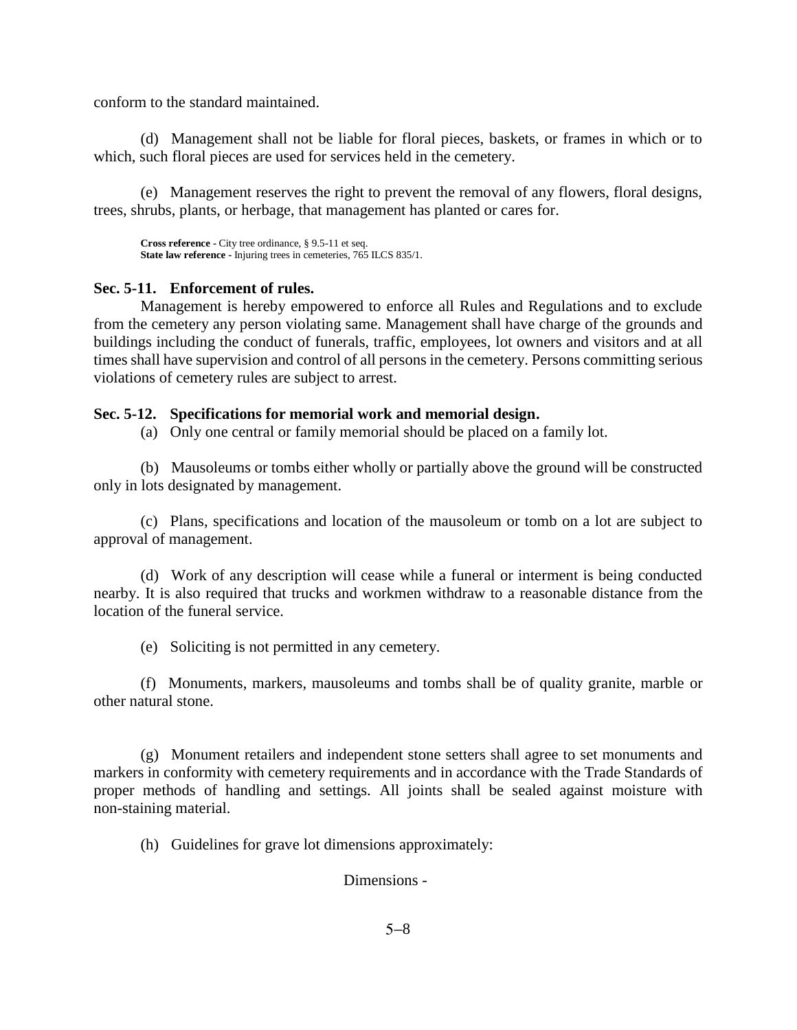conform to the standard maintained.

(d) Management shall not be liable for floral pieces, baskets, or frames in which or to which, such floral pieces are used for services held in the cemetery.

(e) Management reserves the right to prevent the removal of any flowers, floral designs, trees, shrubs, plants, or herbage, that management has planted or cares for.

**Cross reference** - City tree ordinance, § 9.5-11 et seq.
**State law reference** - Injuring trees in cemeteries, 765 ILCS 835/1.

### Sec. 5-11. Enforcement of rules.

Management is hereby empowered to enforce all Rules and Regulations and to exclude from the cemetery any person violating same. Management shall have charge of the grounds and buildings including the conduct of funerals, traffic, employees, lot owners and visitors and at all times shall have supervision and control of all persons in the cemetery. Persons committing serious violations of cemetery rules are subject to arrest.

### Sec. 5-12. Specifications for memorial work and memorial design.

(a) Only one central or family memorial should be placed on a family lot.

(b) Mausoleums or tombs either wholly or partially above the ground will be constructed only in lots designated by management.

(c) Plans, specifications and location of the mausoleum or tomb on a lot are subject to approval of management.

(d) Work of any description will cease while a funeral or interment is being conducted nearby. It is also required that trucks and workmen withdraw to a reasonable distance from the location of the funeral service.

(e) Soliciting is not permitted in any cemetery.

(f) Monuments, markers, mausoleums and tombs shall be of quality granite, marble or other natural stone.

(g) Monument retailers and independent stone setters shall agree to set monuments and markers in conformity with cemetery requirements and in accordance with the Trade Standards of proper methods of handling and settings. All joints shall be sealed against moisture with non-staining material.

(h) Guidelines for grave lot dimensions approximately:

Dimensions -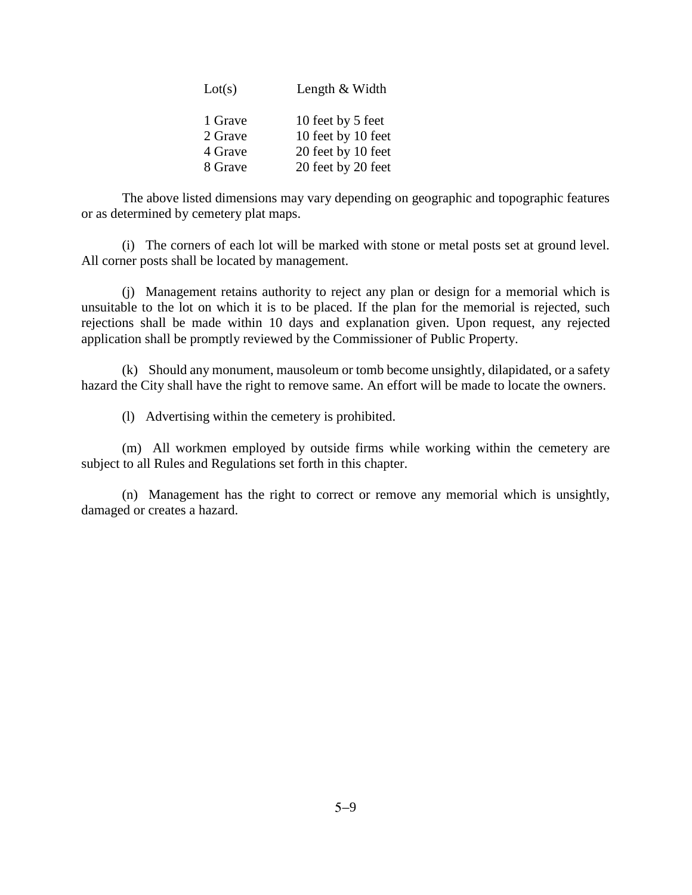| Lot(s) | Length & Width |
| --- | --- |
| 1 Grave | 10 feet by 5 feet |
| 2 Grave | 10 feet by 10 feet |
| 4 Grave | 20 feet by 10 feet |
| 8 Grave | 20 feet by 20 feet |

The above listed dimensions may vary depending on geographic and topographic features or as determined by cemetery plat maps.

(i) The corners of each lot will be marked with stone or metal posts set at ground level. All corner posts shall be located by management.

(j) Management retains authority to reject any plan or design for a memorial which is unsuitable to the lot on which it is to be placed. If the plan for the memorial is rejected, such rejections shall be made within 10 days and explanation given. Upon request, any rejected application shall be promptly reviewed by the Commissioner of Public Property.

(k) Should any monument, mausoleum or tomb become unsightly, dilapidated, or a safety hazard the City shall have the right to remove same. An effort will be made to locate the owners.

(l) Advertising within the cemetery is prohibited.

(m) All workmen employed by outside firms while working within the cemetery are subject to all Rules and Regulations set forth in this chapter.

(n) Management has the right to correct or remove any memorial which is unsightly, damaged or creates a hazard.